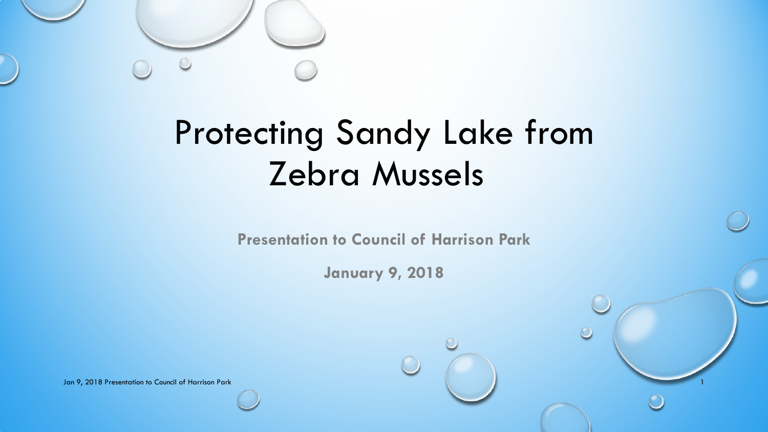# Protecting Sandy Lake from Zebra Mussels

**Presentation to Council of Harrison Park**

**January 9, 2018**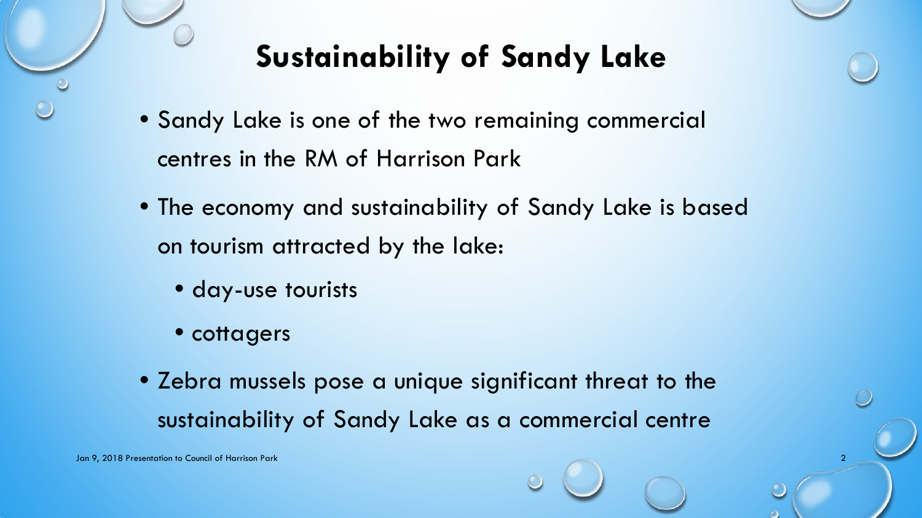# Sustainability of Sandy Lake

- Sandy Lake is one of the two remaining commercial centres in the RM of Harrison Park
- The economy and sustainability of Sandy Lake is based on tourism attracted by the lake:
  - day-use tourists
  - cottagers
- Zebra mussels pose a unique significant threat to the sustainability of Sandy Lake as a commercial centre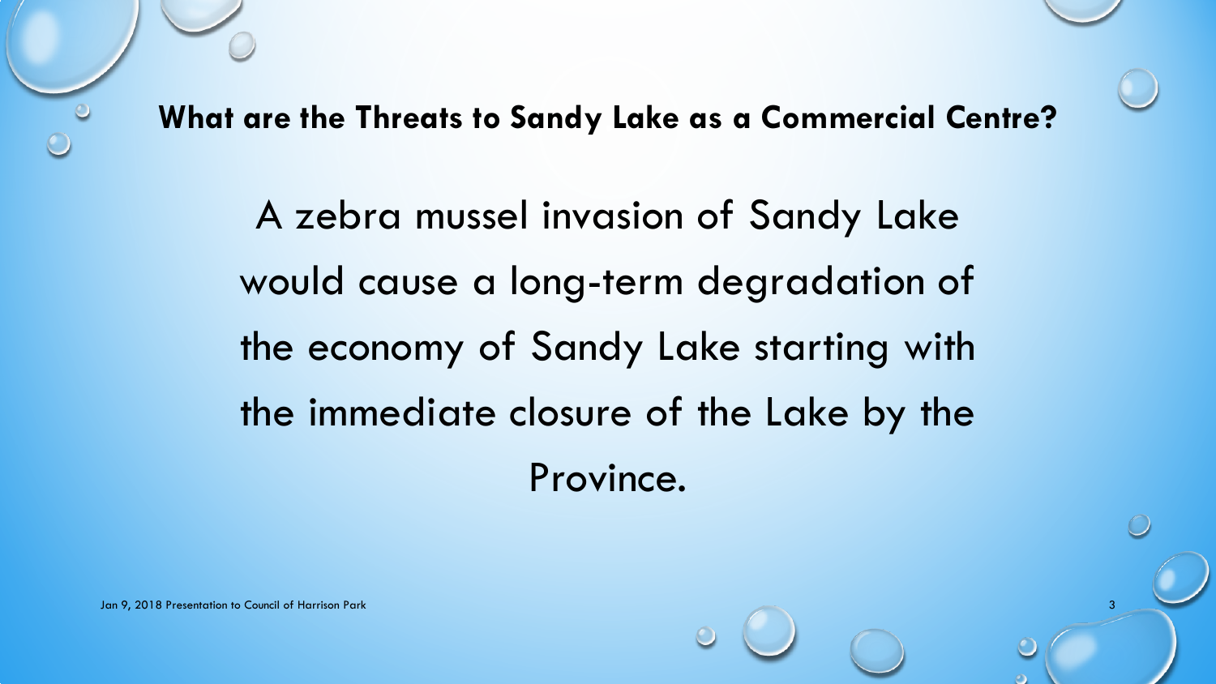## What are the Threats to Sandy Lake as a Commercial Centre?

A zebra mussel invasion of Sandy Lake would cause a long-term degradation of the economy of Sandy Lake starting with the immediate closure of the Lake by the Province.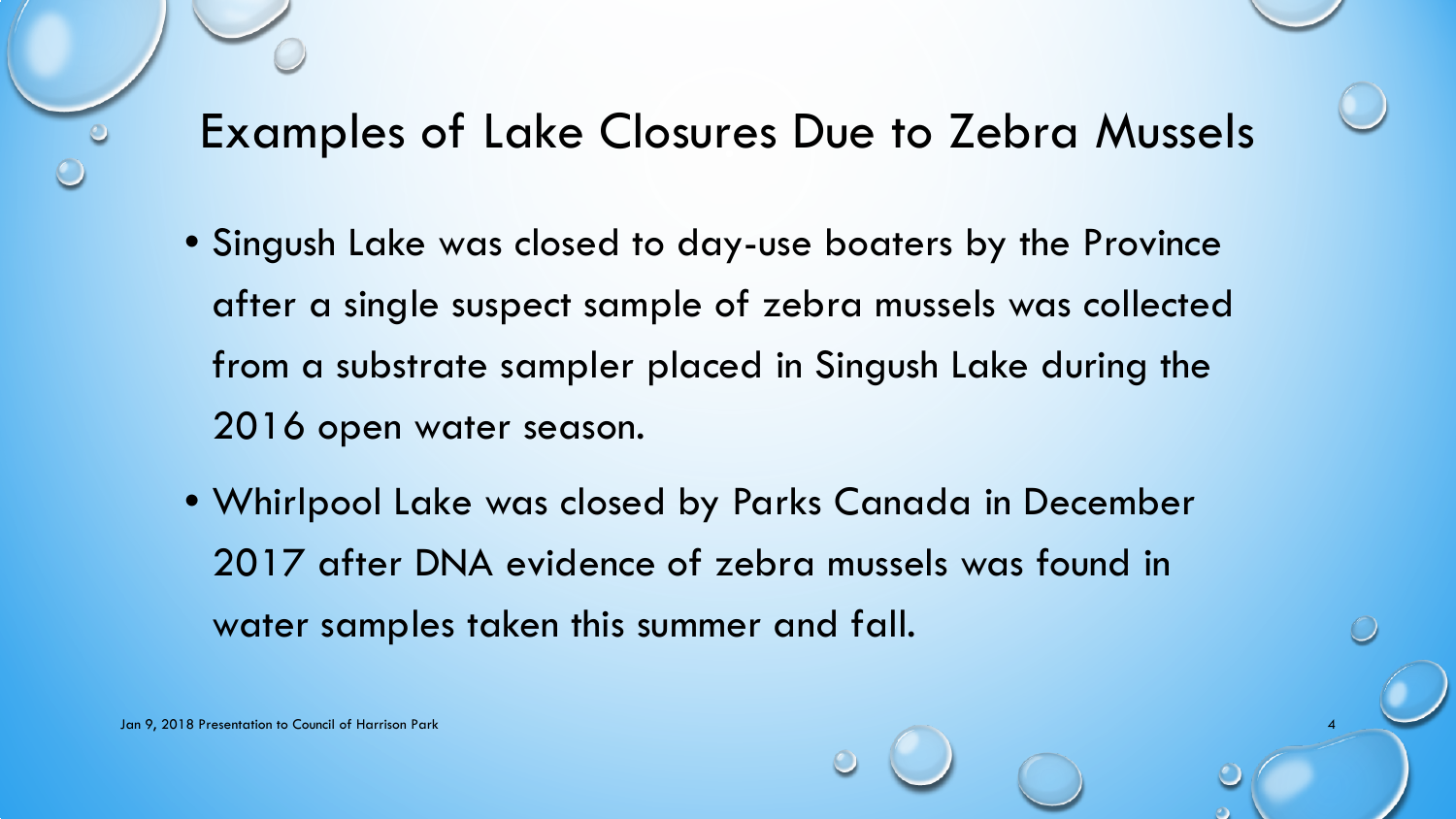# Examples of Lake Closures Due to Zebra Mussels

- Singush Lake was closed to day-use boaters by the Province after a single suspect sample of zebra mussels was collected from a substrate sampler placed in Singush Lake during the 2016 open water season.
- Whirlpool Lake was closed by Parks Canada in December 2017 after DNA evidence of zebra mussels was found in water samples taken this summer and fall.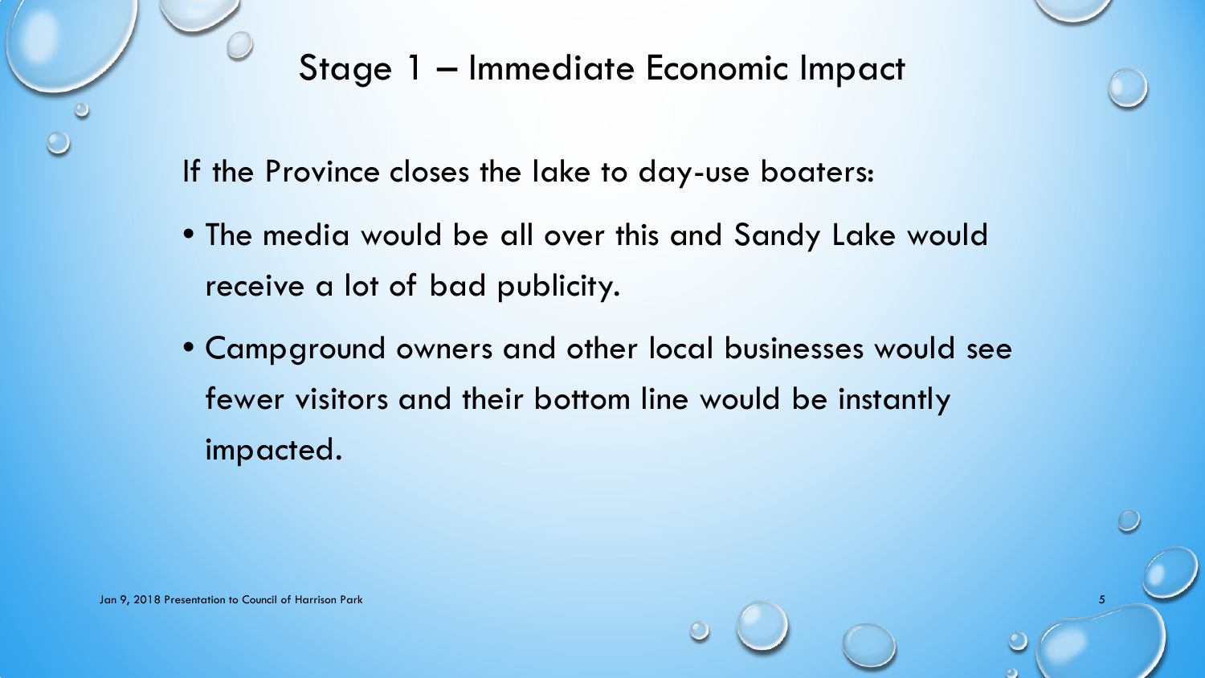# Stage 1 – Immediate Economic Impact

If the Province closes the lake to day-use boaters:

- The media would be all over this and Sandy Lake would receive a lot of bad publicity.
- Campground owners and other local businesses would see fewer visitors and their bottom line would be instantly impacted.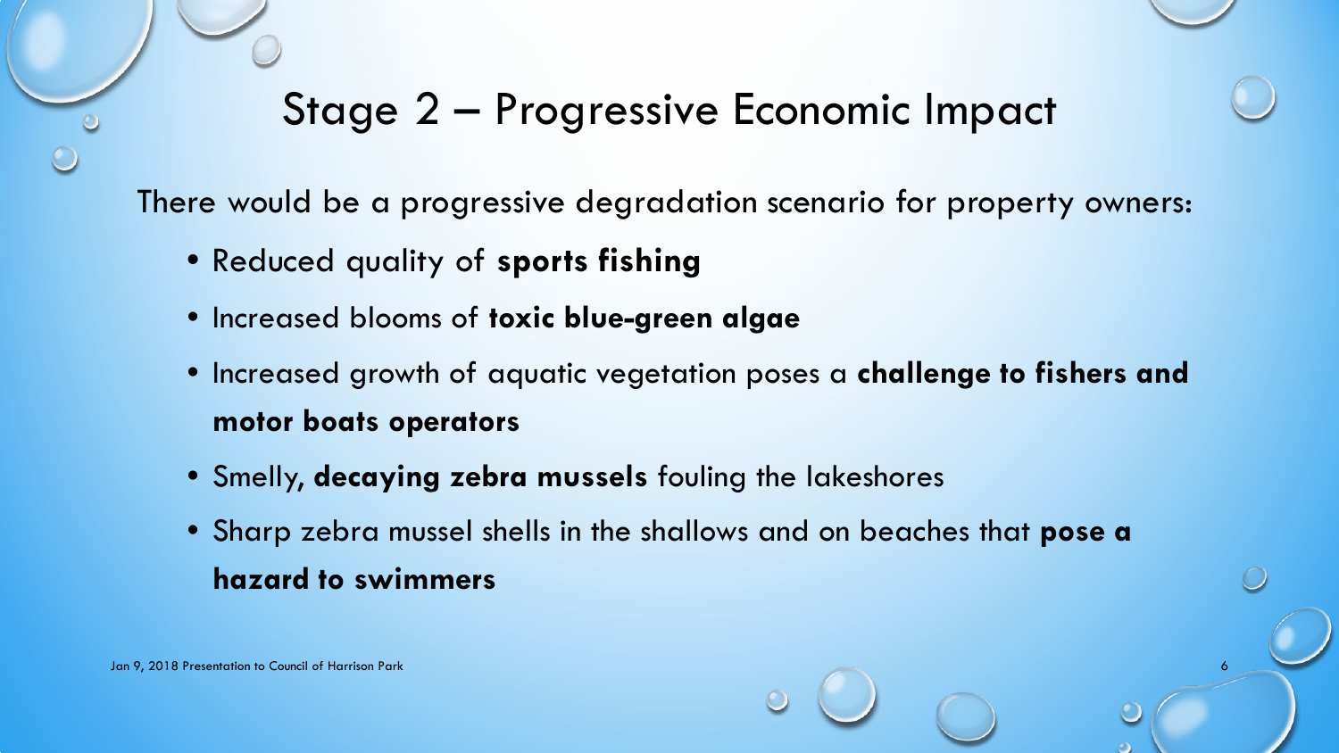## Stage 2 – Progressive Economic Impact

There would be a progressive degradation scenario for property owners:

- Reduced quality of **sports fishing**
- Increased blooms of **toxic blue-green algae**
- Increased growth of aquatic vegetation poses a **challenge to fishers and motor boats operators**
- Smelly, **decaying zebra mussels** fouling the lakeshores
- Sharp zebra mussel shells in the shallows and on beaches that **pose a hazard to swimmers**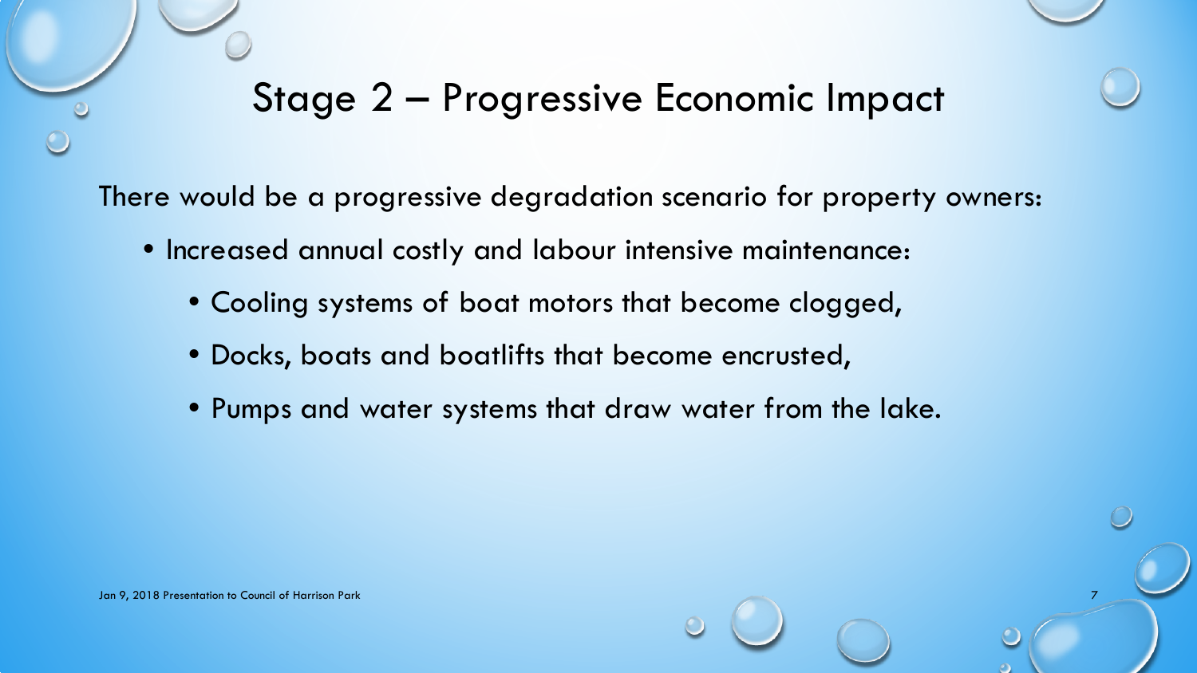# Stage 2 – Progressive Economic Impact

There would be a progressive degradation scenario for property owners:

- Increased annual costly and labour intensive maintenance:
  - Cooling systems of boat motors that become clogged,
  - Docks, boats and boatlifts that become encrusted,
  - Pumps and water systems that draw water from the lake.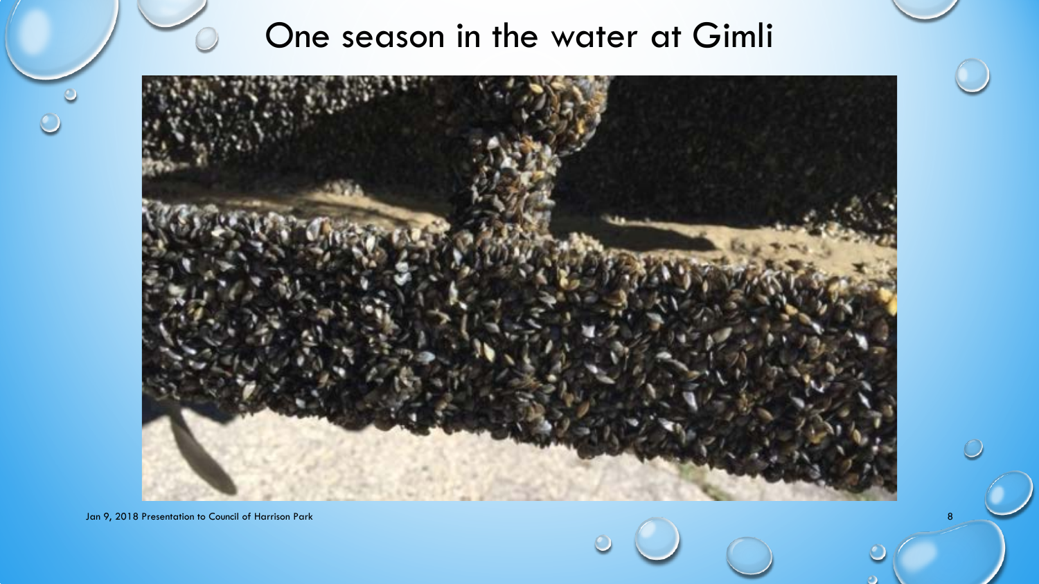# One season in the water at Gimli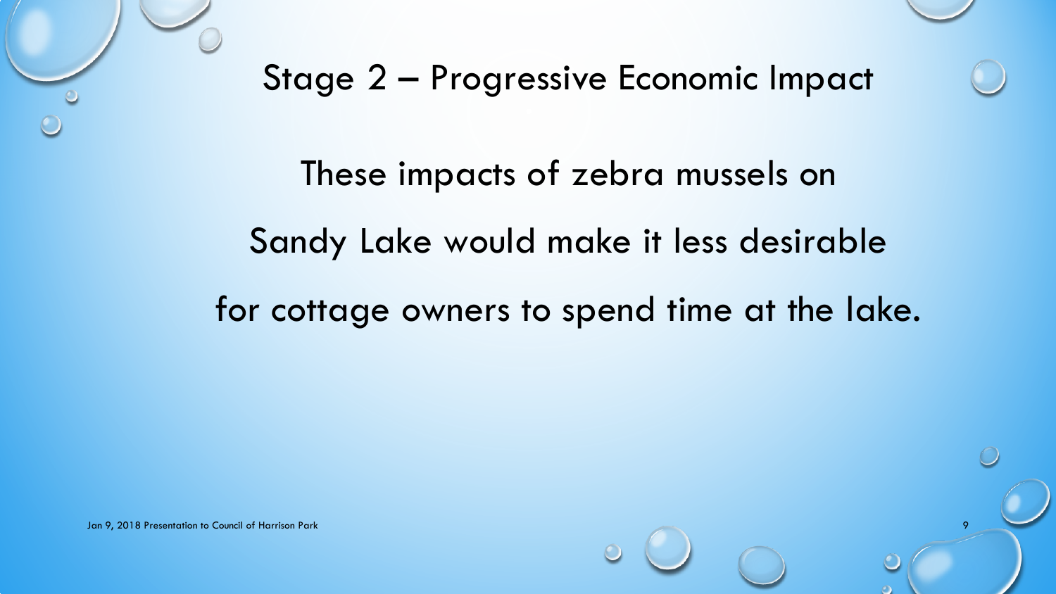## Stage 2 – Progressive Economic Impact

These impacts of zebra mussels on Sandy Lake would make it less desirable for cottage owners to spend time at the lake.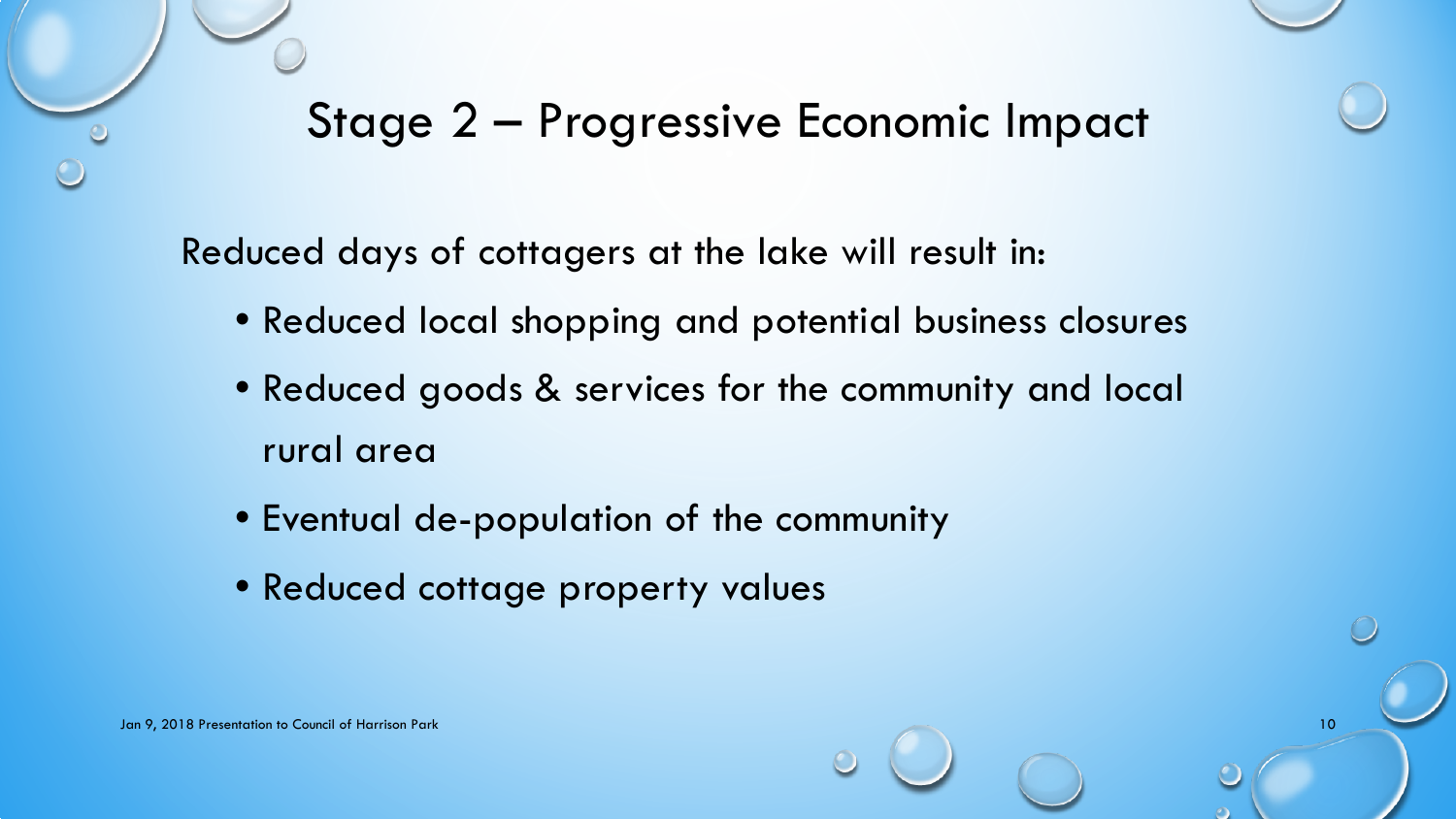## Stage 2 – Progressive Economic Impact

Reduced days of cottagers at the lake will result in:

- Reduced local shopping and potential business closures
- Reduced goods & services for the community and local rural area
- Eventual de-population of the community
- Reduced cottage property values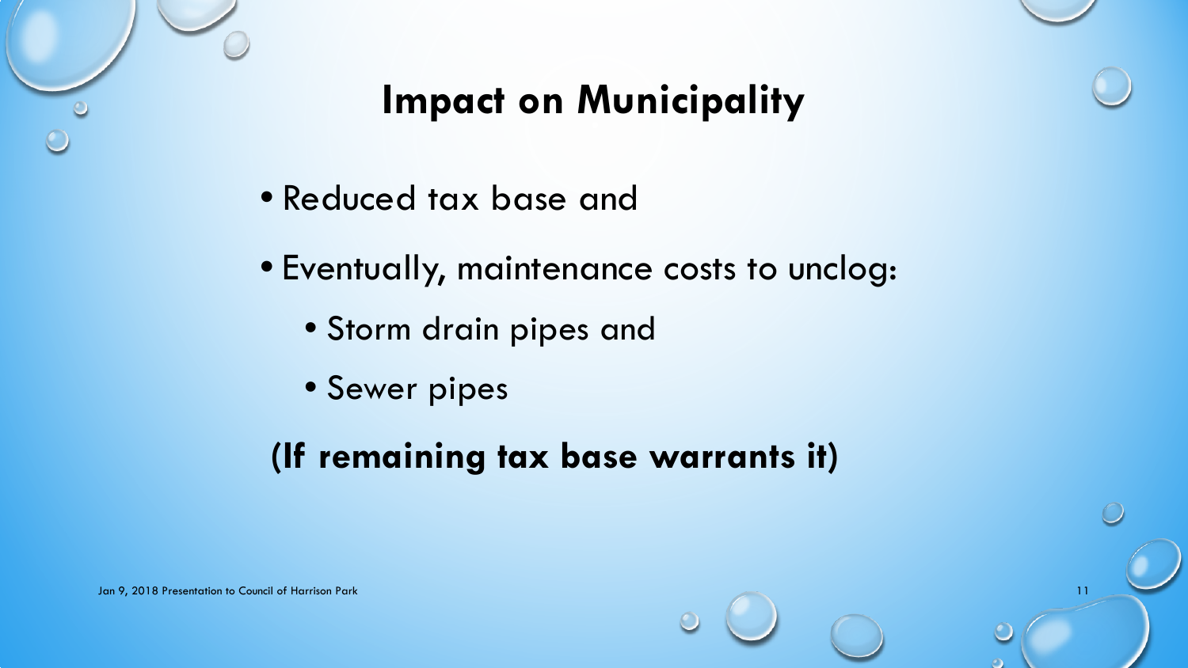# Impact on Municipality

- Reduced tax base and
- Eventually, maintenance costs to unclog:
  - Storm drain pipes and
  - Sewer pipes

**(If remaining tax base warrants it)**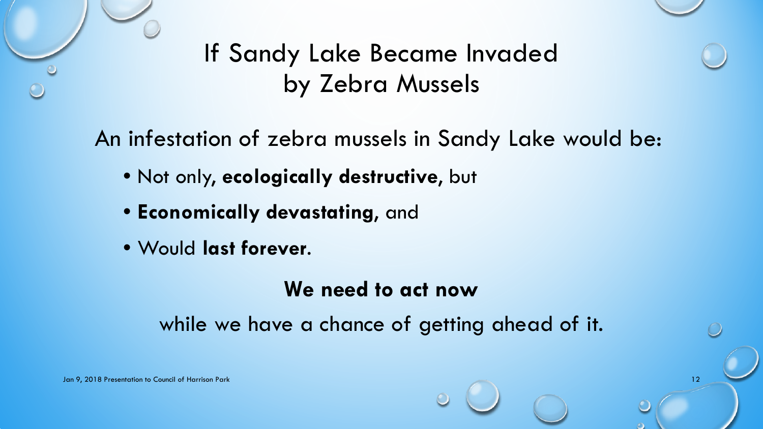# If Sandy Lake Became Invaded by Zebra Mussels

An infestation of zebra mussels in Sandy Lake would be:

- Not only, **ecologically destructive**, but
- **Economically devastating**, and
- Would **last forever**.

**We need to act now**

while we have a chance of getting ahead of it.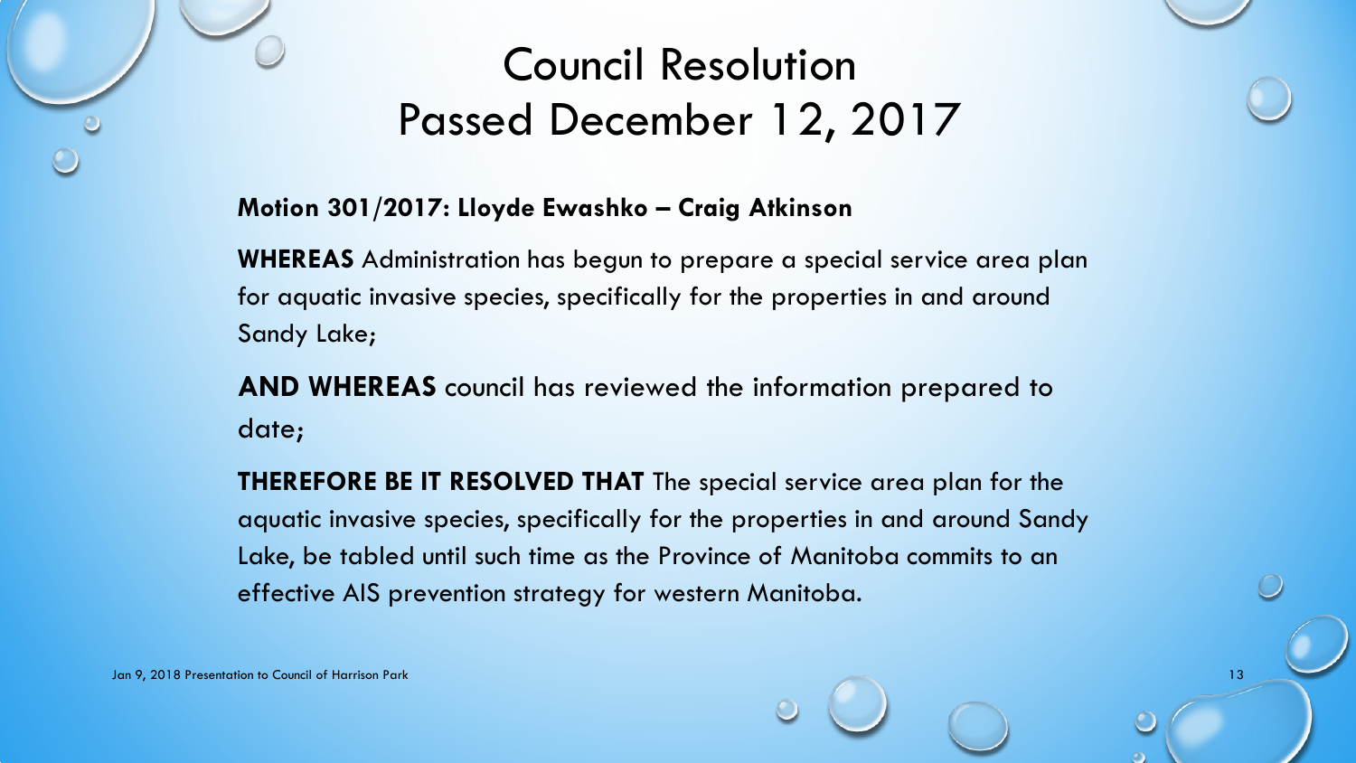# Council Resolution Passed December 12, 2017

**Motion 301/2017: Lloyde Ewashko – Craig Atkinson**

**WHEREAS** Administration has begun to prepare a special service area plan for aquatic invasive species, specifically for the properties in and around Sandy Lake;

**AND WHEREAS** council has reviewed the information prepared to date;

**THEREFORE BE IT RESOLVED THAT** The special service area plan for the aquatic invasive species, specifically for the properties in and around Sandy Lake, be tabled until such time as the Province of Manitoba commits to an effective AIS prevention strategy for western Manitoba.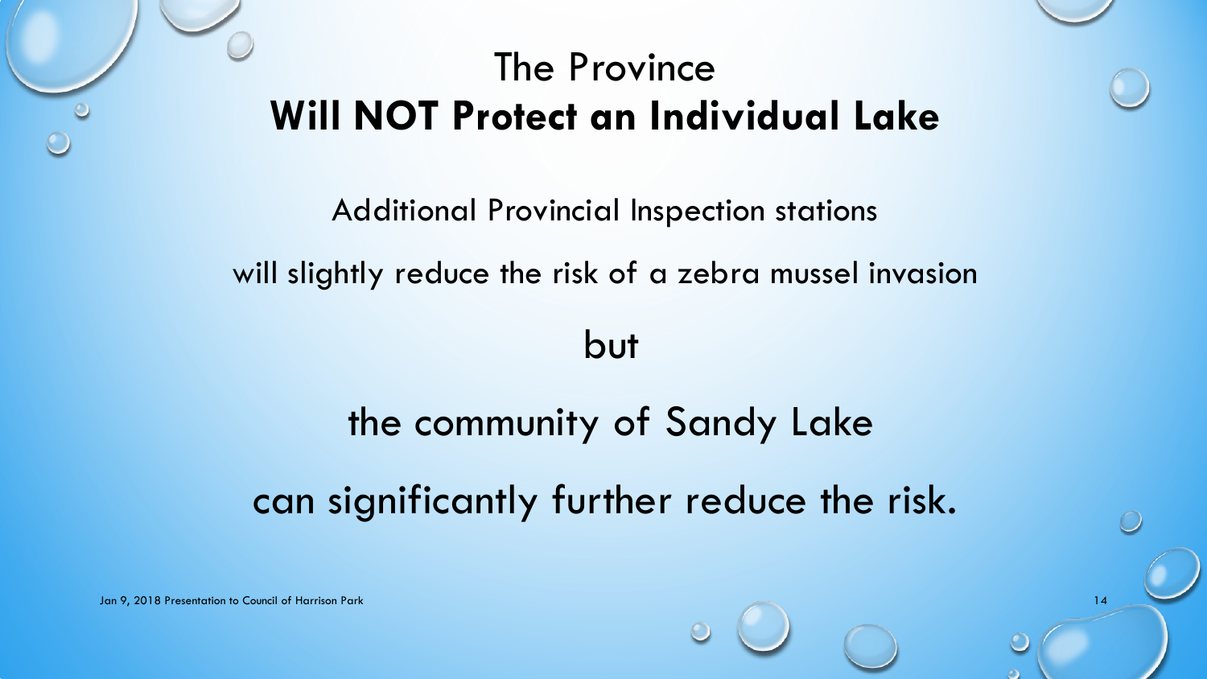# The Province
# **Will NOT Protect an Individual Lake**

Additional Provincial Inspection stations

will slightly reduce the risk of a zebra mussel invasion

but

the community of Sandy Lake

can significantly further reduce the risk.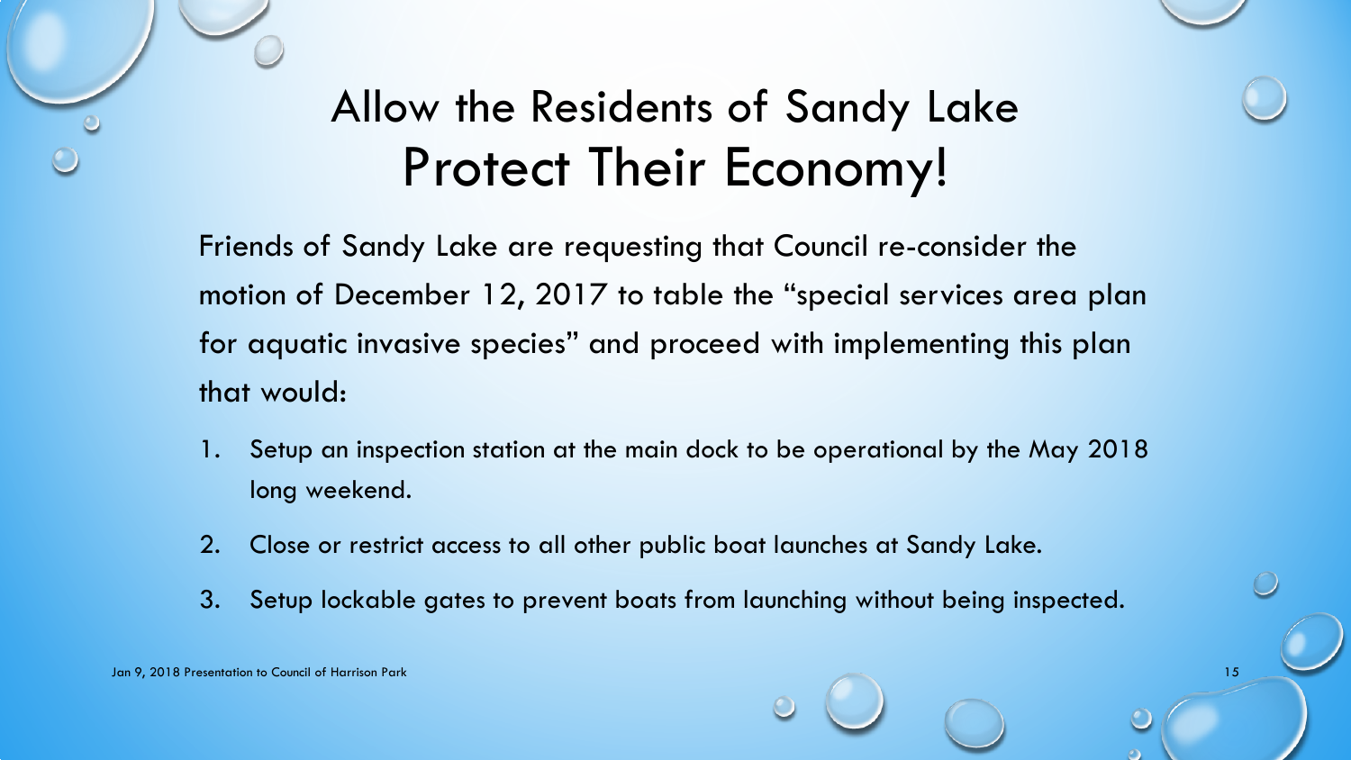# Allow the Residents of Sandy Lake Protect Their Economy!

Friends of Sandy Lake are requesting that Council re-consider the motion of December 12, 2017 to table the "special services area plan for aquatic invasive species" and proceed with implementing this plan that would:

1. Setup an inspection station at the main dock to be operational by the May 2018 long weekend.
2. Close or restrict access to all other public boat launches at Sandy Lake.
3. Setup lockable gates to prevent boats from launching without being inspected.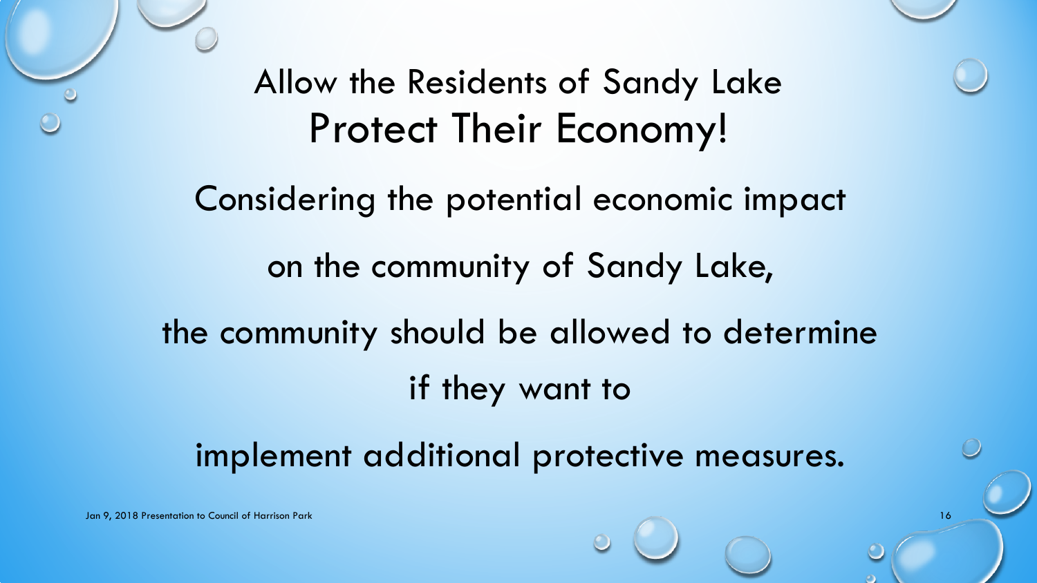# Allow the Residents of Sandy Lake Protect Their Economy!

Considering the potential economic impact

on the community of Sandy Lake,

the community should be allowed to determine

if they want to

implement additional protective measures.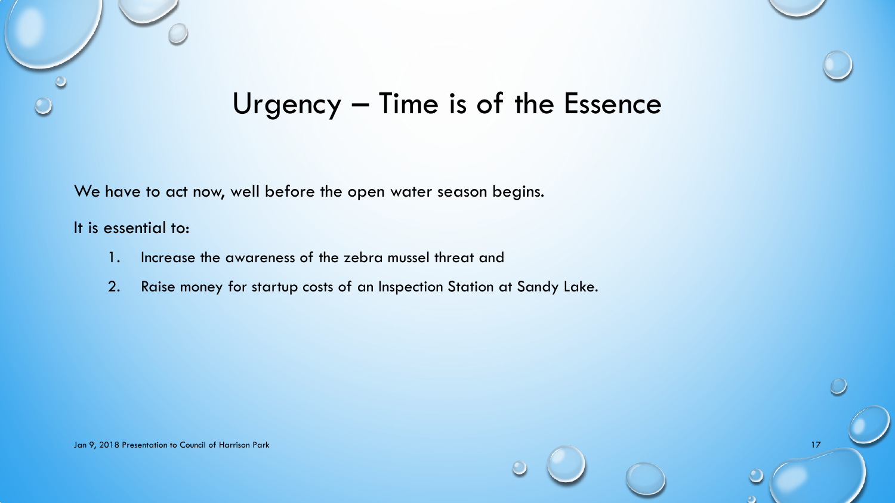# Urgency – Time is of the Essence

We have to act now, well before the open water season begins.

It is essential to:

1. Increase the awareness of the zebra mussel threat and
2. Raise money for startup costs of an Inspection Station at Sandy Lake.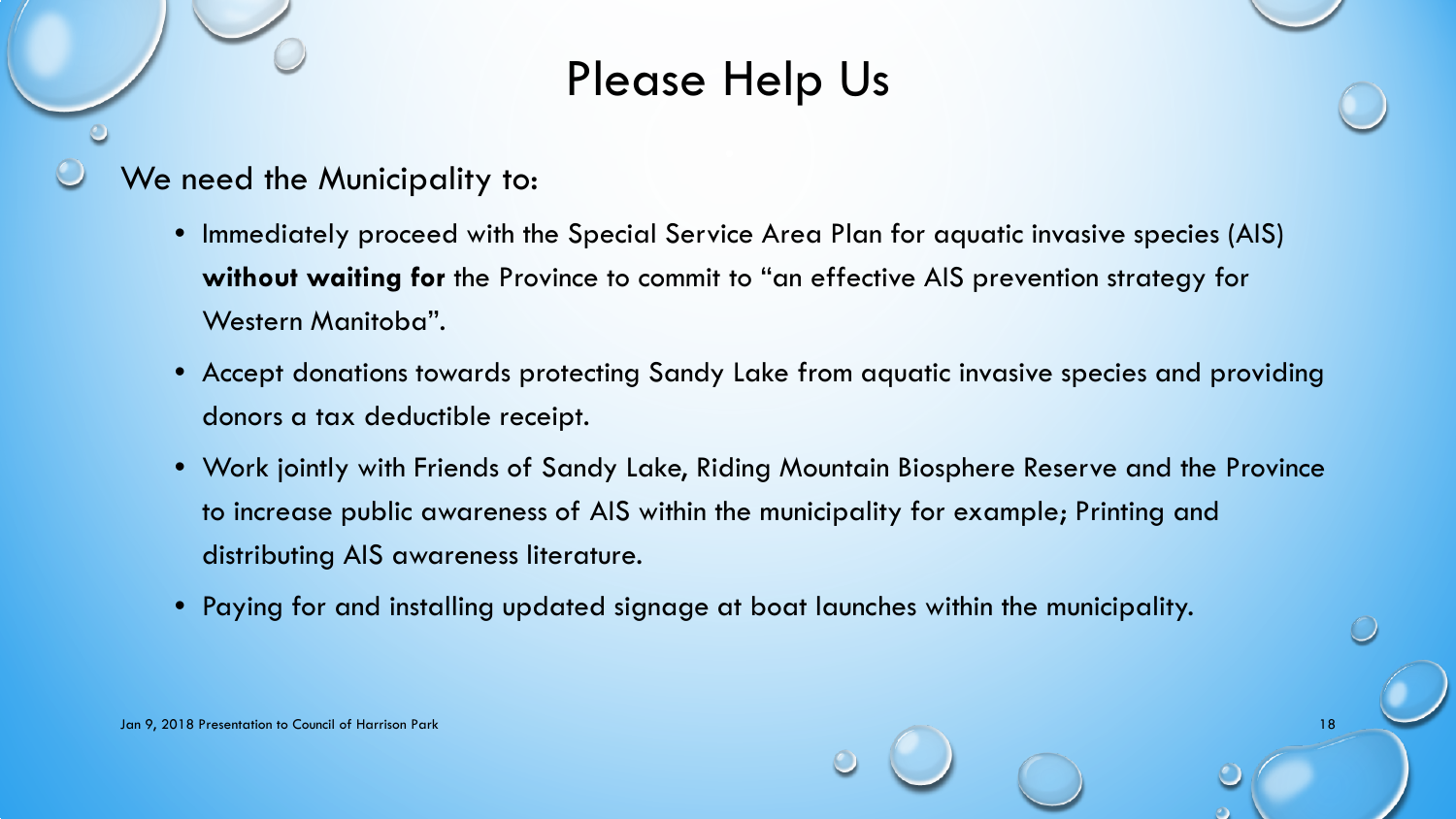# Please Help Us

We need the Municipality to:

- Immediately proceed with the Special Service Area Plan for aquatic invasive species (AIS) **without waiting for** the Province to commit to "an effective AIS prevention strategy for Western Manitoba".
- Accept donations towards protecting Sandy Lake from aquatic invasive species and providing donors a tax deductible receipt.
- Work jointly with Friends of Sandy Lake, Riding Mountain Biosphere Reserve and the Province to increase public awareness of AIS within the municipality for example; Printing and distributing AIS awareness literature.
- Paying for and installing updated signage at boat launches within the municipality.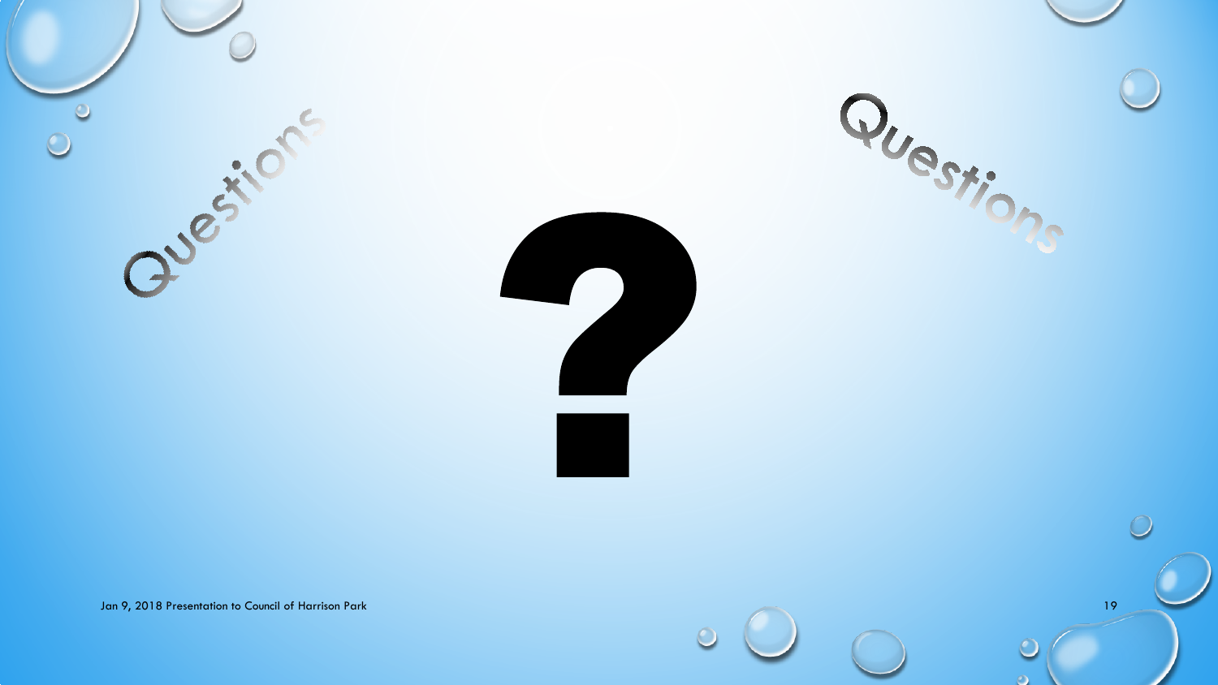Questions

# ?

Questions